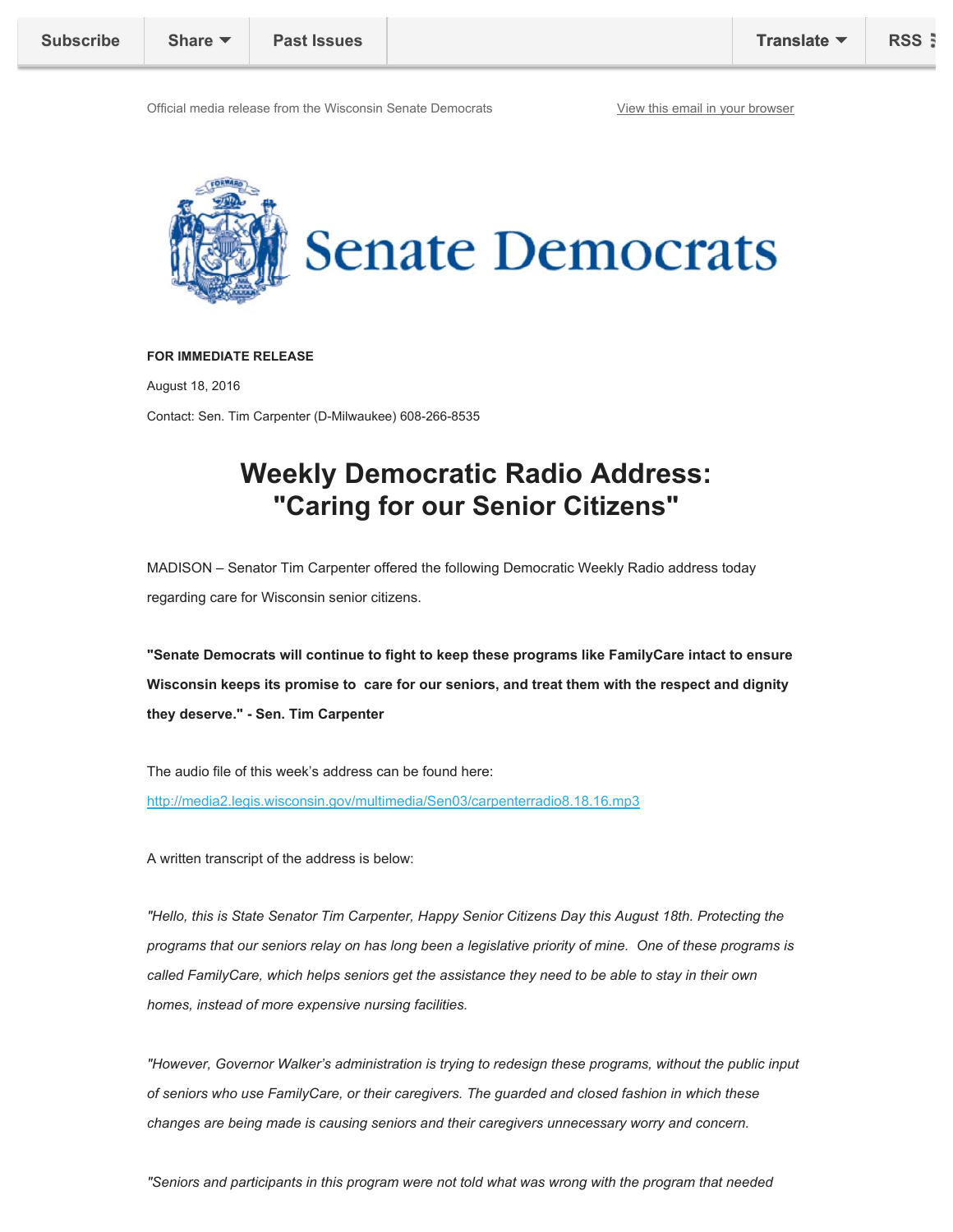Subscribe | Share | Past Issues | Translate | RSS

Official media release from the Wisconsin Senate Democrats

[View this email in your browser]

Senate Democrats

**FOR IMMEDIATE RELEASE**

August 18, 2016

Contact: Sen. Tim Carpenter (D-Milwaukee) 608-266-8535

# Weekly Democratic Radio Address: "Caring for our Senior Citizens"

MADISON – Senator Tim Carpenter offered the following Democratic Weekly Radio address today regarding care for Wisconsin senior citizens.

**"Senate Democrats will continue to fight to keep these programs like FamilyCare intact to ensure Wisconsin keeps its promise to care for our seniors, and treat them with the respect and dignity they deserve." - Sen. Tim Carpenter**

The audio file of this week's address can be found here: [http://media2.legis.wisconsin.gov/multimedia/Sen03/carpenterradio8.18.16.mp3](http://media2.legis.wisconsin.gov/multimedia/Sen03/carpenterradio8.18.16.mp3)

A written transcript of the address is below:

*"Hello, this is State Senator Tim Carpenter, Happy Senior Citizens Day this August 18th. Protecting the programs that our seniors relay on has long been a legislative priority of mine. One of these programs is called FamilyCare, which helps seniors get the assistance they need to be able to stay in their own homes, instead of more expensive nursing facilities.*

*"However, Governor Walker's administration is trying to redesign these programs, without the public input of seniors who use FamilyCare, or their caregivers. The guarded and closed fashion in which these changes are being made is causing seniors and their caregivers unnecessary worry and concern.*

*"Seniors and participants in this program were not told what was wrong with the program that needed*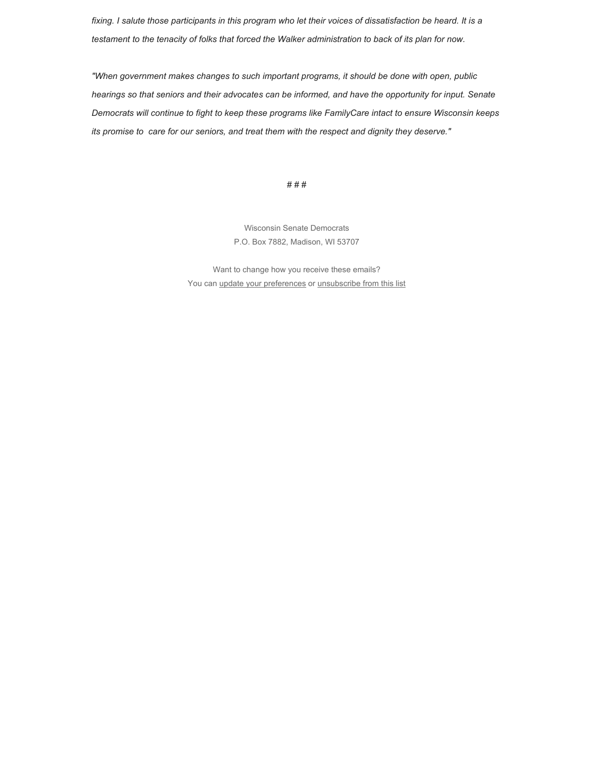*fixing. I salute those participants in this program who let their voices of dissatisfaction be heard. It is a testament to the tenacity of folks that forced the Walker administration to back of its plan for now.*

*"When government makes changes to such important programs, it should be done with open, public hearings so that seniors and their advocates can be informed, and have the opportunity for input. Senate Democrats will continue to fight to keep these programs like FamilyCare intact to ensure Wisconsin keeps its promise to care for our seniors, and treat them with the respect and dignity they deserve."*

# # #

Wisconsin Senate Democrats
P.O. Box 7882, Madison, WI 53707

Want to change how you receive these emails?
You can update your preferences or unsubscribe from this list